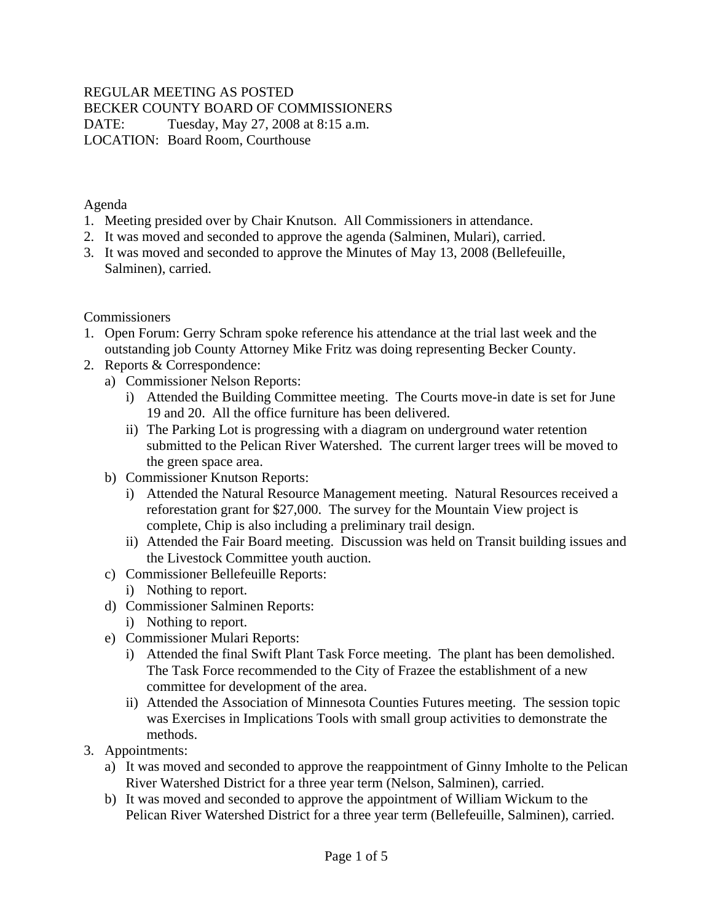REGULAR MEETING AS POSTED
BECKER COUNTY BOARD OF COMMISSIONERS
DATE: Tuesday, May 27, 2008 at 8:15 a.m.
LOCATION: Board Room, Courthouse

Agenda

1. Meeting presided over by Chair Knutson. All Commissioners in attendance.
2. It was moved and seconded to approve the agenda (Salminen, Mulari), carried.
3. It was moved and seconded to approve the Minutes of May 13, 2008 (Bellefeuille, Salminen), carried.

Commissioners

1. Open Forum: Gerry Schram spoke reference his attendance at the trial last week and the outstanding job County Attorney Mike Fritz was doing representing Becker County.
2. Reports & Correspondence:
   a) Commissioner Nelson Reports:
      i) Attended the Building Committee meeting. The Courts move-in date is set for June 19 and 20. All the office furniture has been delivered.
      ii) The Parking Lot is progressing with a diagram on underground water retention submitted to the Pelican River Watershed. The current larger trees will be moved to the green space area.
   b) Commissioner Knutson Reports:
      i) Attended the Natural Resource Management meeting. Natural Resources received a reforestation grant for $27,000. The survey for the Mountain View project is complete, Chip is also including a preliminary trail design.
      ii) Attended the Fair Board meeting. Discussion was held on Transit building issues and the Livestock Committee youth auction.
   c) Commissioner Bellefeuille Reports:
      i) Nothing to report.
   d) Commissioner Salminen Reports:
      i) Nothing to report.
   e) Commissioner Mulari Reports:
      i) Attended the final Swift Plant Task Force meeting. The plant has been demolished. The Task Force recommended to the City of Frazee the establishment of a new committee for development of the area.
      ii) Attended the Association of Minnesota Counties Futures meeting. The session topic was Exercises in Implications Tools with small group activities to demonstrate the methods.
3. Appointments:
   a) It was moved and seconded to approve the reappointment of Ginny Imholte to the Pelican River Watershed District for a three year term (Nelson, Salminen), carried.
   b) It was moved and seconded to approve the appointment of William Wickum to the Pelican River Watershed District for a three year term (Bellefeuille, Salminen), carried.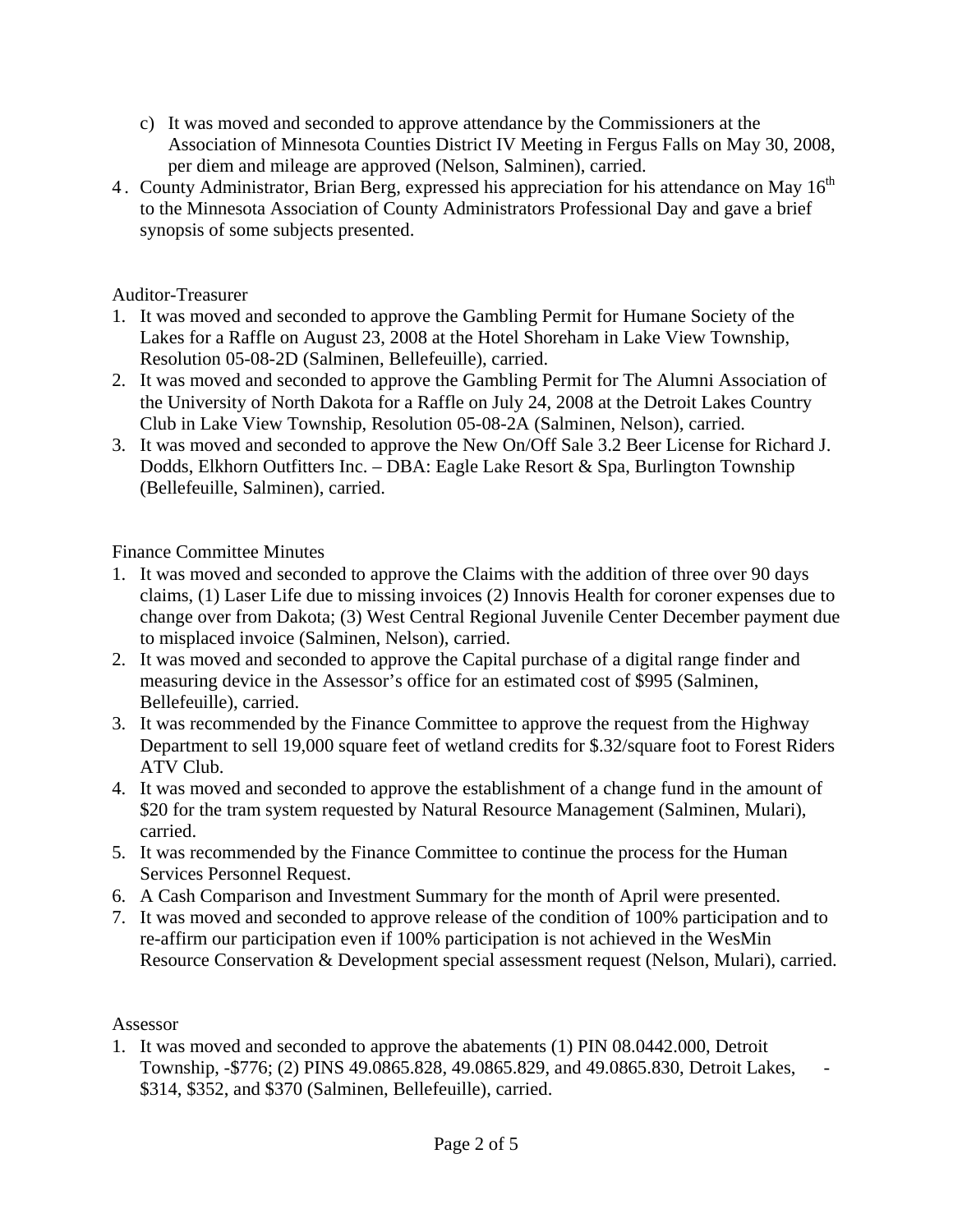c) It was moved and seconded to approve attendance by the Commissioners at the Association of Minnesota Counties District IV Meeting in Fergus Falls on May 30, 2008, per diem and mileage are approved (Nelson, Salminen), carried.

4. County Administrator, Brian Berg, expressed his appreciation for his attendance on May 16th to the Minnesota Association of County Administrators Professional Day and gave a brief synopsis of some subjects presented.

Auditor-Treasurer

1. It was moved and seconded to approve the Gambling Permit for Humane Society of the Lakes for a Raffle on August 23, 2008 at the Hotel Shoreham in Lake View Township, Resolution 05-08-2D (Salminen, Bellefeuille), carried.
2. It was moved and seconded to approve the Gambling Permit for The Alumni Association of the University of North Dakota for a Raffle on July 24, 2008 at the Detroit Lakes Country Club in Lake View Township, Resolution 05-08-2A (Salminen, Nelson), carried.
3. It was moved and seconded to approve the New On/Off Sale 3.2 Beer License for Richard J. Dodds, Elkhorn Outfitters Inc. – DBA: Eagle Lake Resort & Spa, Burlington Township (Bellefeuille, Salminen), carried.

Finance Committee Minutes

1. It was moved and seconded to approve the Claims with the addition of three over 90 days claims, (1) Laser Life due to missing invoices (2) Innovis Health for coroner expenses due to change over from Dakota; (3) West Central Regional Juvenile Center December payment due to misplaced invoice (Salminen, Nelson), carried.
2. It was moved and seconded to approve the Capital purchase of a digital range finder and measuring device in the Assessor's office for an estimated cost of $995 (Salminen, Bellefeuille), carried.
3. It was recommended by the Finance Committee to approve the request from the Highway Department to sell 19,000 square feet of wetland credits for $.32/square foot to Forest Riders ATV Club.
4. It was moved and seconded to approve the establishment of a change fund in the amount of $20 for the tram system requested by Natural Resource Management (Salminen, Mulari), carried.
5. It was recommended by the Finance Committee to continue the process for the Human Services Personnel Request.
6. A Cash Comparison and Investment Summary for the month of April were presented.
7. It was moved and seconded to approve release of the condition of 100% participation and to re-affirm our participation even if 100% participation is not achieved in the WesMin Resource Conservation & Development special assessment request (Nelson, Mulari), carried.

Assessor

1. It was moved and seconded to approve the abatements (1) PIN 08.0442.000, Detroit Township, -$776; (2) PINS 49.0865.828, 49.0865.829, and 49.0865.830, Detroit Lakes, -$314, $352, and $370 (Salminen, Bellefeuille), carried.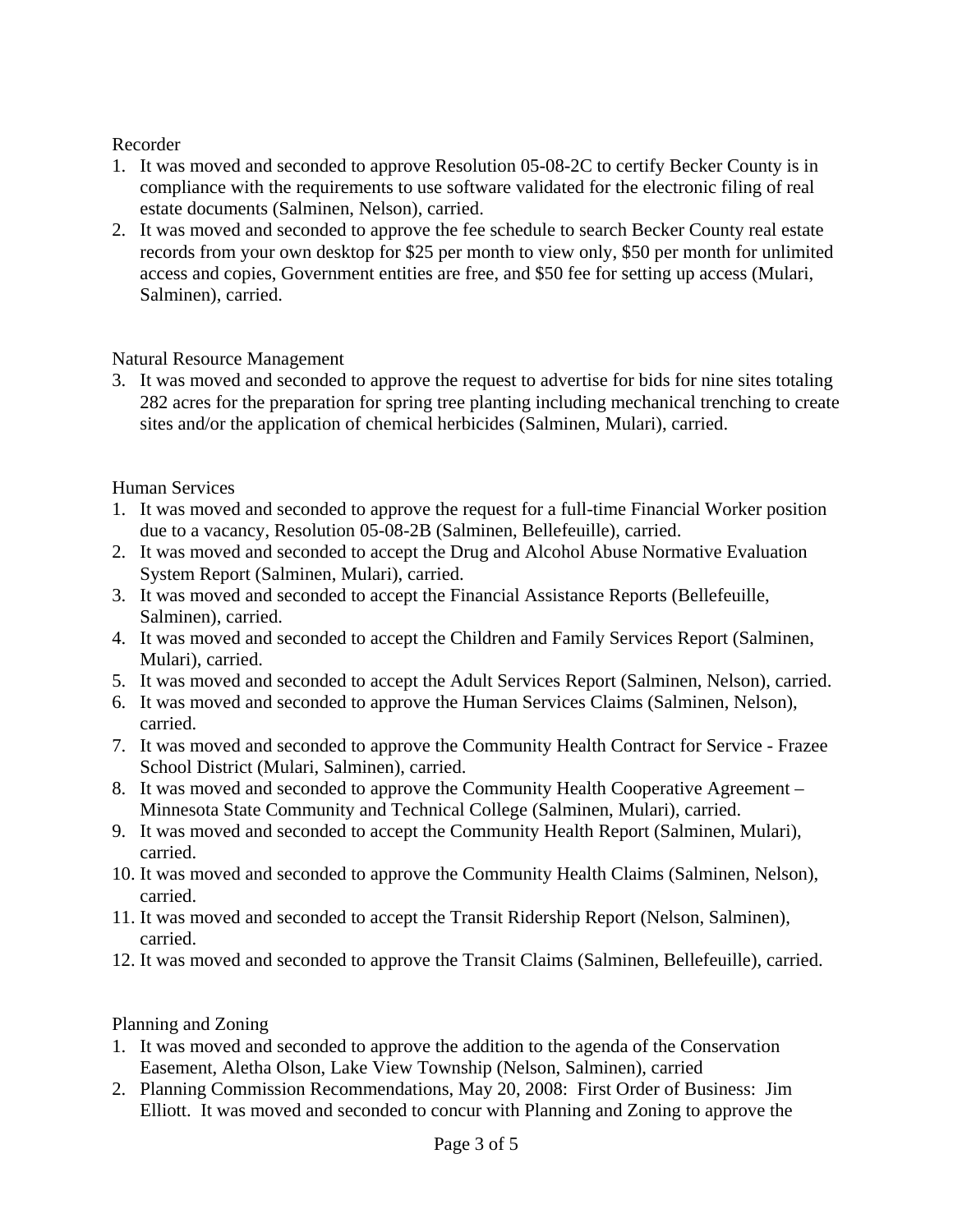Recorder

1. It was moved and seconded to approve Resolution 05-08-2C to certify Becker County is in compliance with the requirements to use software validated for the electronic filing of real estate documents (Salminen, Nelson), carried.
2. It was moved and seconded to approve the fee schedule to search Becker County real estate records from your own desktop for $25 per month to view only, $50 per month for unlimited access and copies, Government entities are free, and $50 fee for setting up access (Mulari, Salminen), carried.

Natural Resource Management

3. It was moved and seconded to approve the request to advertise for bids for nine sites totaling 282 acres for the preparation for spring tree planting including mechanical trenching to create sites and/or the application of chemical herbicides (Salminen, Mulari), carried.

Human Services

1. It was moved and seconded to approve the request for a full-time Financial Worker position due to a vacancy, Resolution 05-08-2B (Salminen, Bellefeuille), carried.
2. It was moved and seconded to accept the Drug and Alcohol Abuse Normative Evaluation System Report (Salminen, Mulari), carried.
3. It was moved and seconded to accept the Financial Assistance Reports (Bellefeuille, Salminen), carried.
4. It was moved and seconded to accept the Children and Family Services Report (Salminen, Mulari), carried.
5. It was moved and seconded to accept the Adult Services Report (Salminen, Nelson), carried.
6. It was moved and seconded to approve the Human Services Claims (Salminen, Nelson), carried.
7. It was moved and seconded to approve the Community Health Contract for Service - Frazee School District (Mulari, Salminen), carried.
8. It was moved and seconded to approve the Community Health Cooperative Agreement – Minnesota State Community and Technical College (Salminen, Mulari), carried.
9. It was moved and seconded to accept the Community Health Report (Salminen, Mulari), carried.
10. It was moved and seconded to approve the Community Health Claims (Salminen, Nelson), carried.
11. It was moved and seconded to accept the Transit Ridership Report (Nelson, Salminen), carried.
12. It was moved and seconded to approve the Transit Claims (Salminen, Bellefeuille), carried.

Planning and Zoning

1. It was moved and seconded to approve the addition to the agenda of the Conservation Easement, Aletha Olson, Lake View Township (Nelson, Salminen), carried
2. Planning Commission Recommendations, May 20, 2008: First Order of Business: Jim Elliott. It was moved and seconded to concur with Planning and Zoning to approve the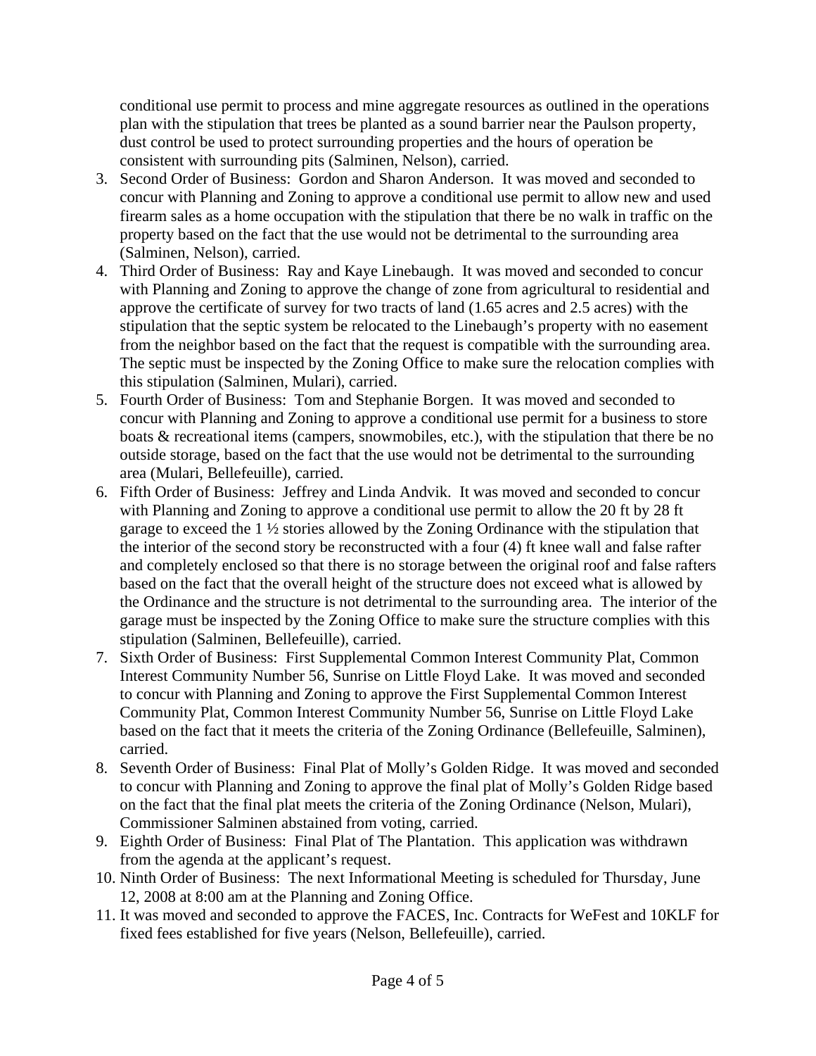conditional use permit to process and mine aggregate resources as outlined in the operations plan with the stipulation that trees be planted as a sound barrier near the Paulson property, dust control be used to protect surrounding properties and the hours of operation be consistent with surrounding pits (Salminen, Nelson), carried.

3. Second Order of Business: Gordon and Sharon Anderson. It was moved and seconded to concur with Planning and Zoning to approve a conditional use permit to allow new and used firearm sales as a home occupation with the stipulation that there be no walk in traffic on the property based on the fact that the use would not be detrimental to the surrounding area (Salminen, Nelson), carried.
4. Third Order of Business: Ray and Kaye Linebaugh. It was moved and seconded to concur with Planning and Zoning to approve the change of zone from agricultural to residential and approve the certificate of survey for two tracts of land (1.65 acres and 2.5 acres) with the stipulation that the septic system be relocated to the Linebaugh's property with no easement from the neighbor based on the fact that the request is compatible with the surrounding area. The septic must be inspected by the Zoning Office to make sure the relocation complies with this stipulation (Salminen, Mulari), carried.
5. Fourth Order of Business: Tom and Stephanie Borgen. It was moved and seconded to concur with Planning and Zoning to approve a conditional use permit for a business to store boats & recreational items (campers, snowmobiles, etc.), with the stipulation that there be no outside storage, based on the fact that the use would not be detrimental to the surrounding area (Mulari, Bellefeuille), carried.
6. Fifth Order of Business: Jeffrey and Linda Andvik. It was moved and seconded to concur with Planning and Zoning to approve a conditional use permit to allow the 20 ft by 28 ft garage to exceed the 1 ½ stories allowed by the Zoning Ordinance with the stipulation that the interior of the second story be reconstructed with a four (4) ft knee wall and false rafter and completely enclosed so that there is no storage between the original roof and false rafters based on the fact that the overall height of the structure does not exceed what is allowed by the Ordinance and the structure is not detrimental to the surrounding area. The interior of the garage must be inspected by the Zoning Office to make sure the structure complies with this stipulation (Salminen, Bellefeuille), carried.
7. Sixth Order of Business: First Supplemental Common Interest Community Plat, Common Interest Community Number 56, Sunrise on Little Floyd Lake. It was moved and seconded to concur with Planning and Zoning to approve the First Supplemental Common Interest Community Plat, Common Interest Community Number 56, Sunrise on Little Floyd Lake based on the fact that it meets the criteria of the Zoning Ordinance (Bellefeuille, Salminen), carried.
8. Seventh Order of Business: Final Plat of Molly's Golden Ridge. It was moved and seconded to concur with Planning and Zoning to approve the final plat of Molly's Golden Ridge based on the fact that the final plat meets the criteria of the Zoning Ordinance (Nelson, Mulari), Commissioner Salminen abstained from voting, carried.
9. Eighth Order of Business: Final Plat of The Plantation. This application was withdrawn from the agenda at the applicant's request.
10. Ninth Order of Business: The next Informational Meeting is scheduled for Thursday, June 12, 2008 at 8:00 am at the Planning and Zoning Office.
11. It was moved and seconded to approve the FACES, Inc. Contracts for WeFest and 10KLF for fixed fees established for five years (Nelson, Bellefeuille), carried.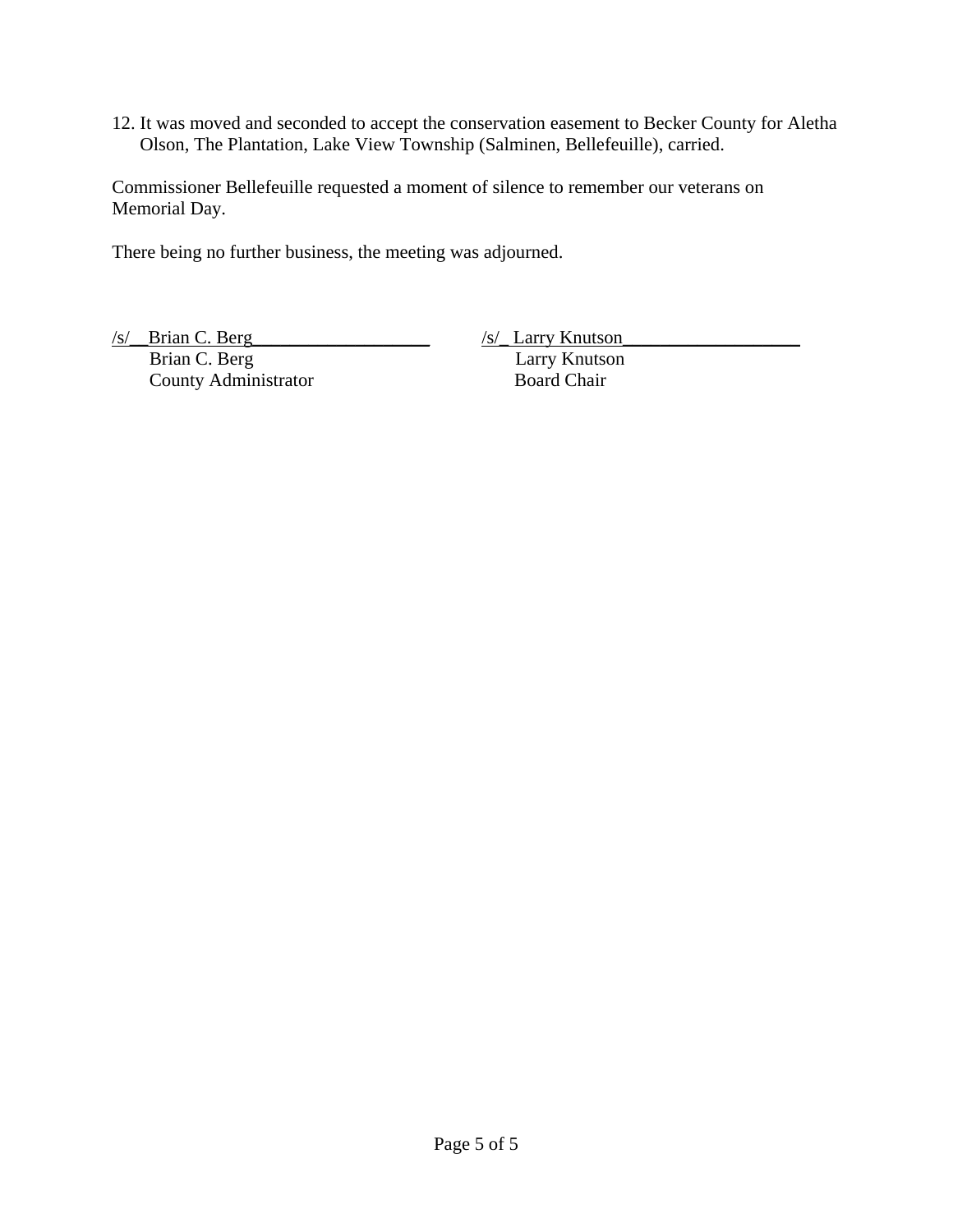12. It was moved and seconded to accept the conservation easement to Becker County for Aletha Olson, The Plantation, Lake View Township (Salminen, Bellefeuille), carried.

Commissioner Bellefeuille requested a moment of silence to remember our veterans on Memorial Day.

There being no further business, the meeting was adjourned.

| | |
|---|---|
| /s/__Brian C. Berg___________________ | /s/_ Larry Knutson___________________ |
| Brian C. Berg | Larry Knutson |
| County Administrator | Board Chair |